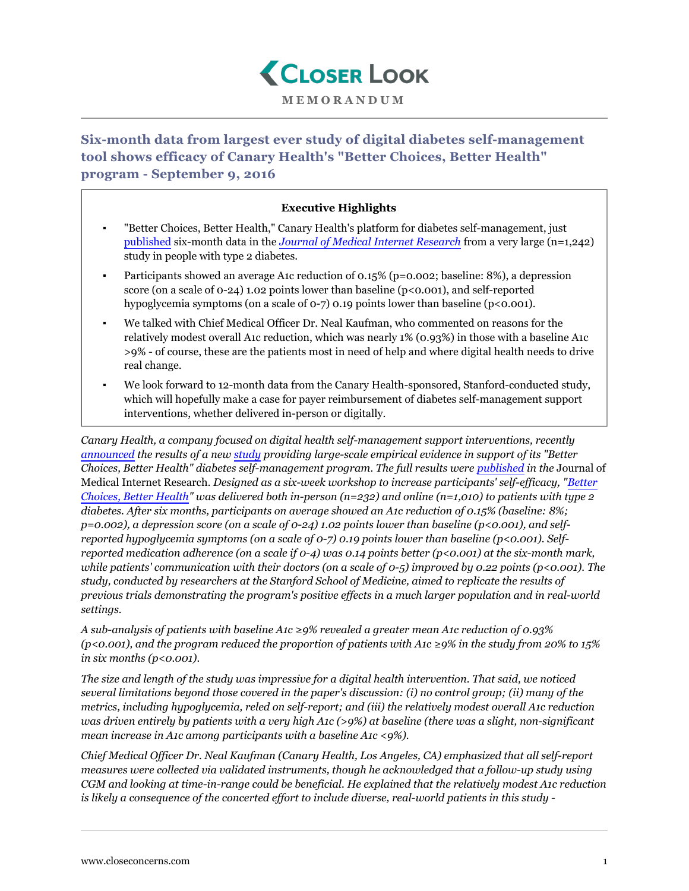# Closer Look

**MEMORANDUM**

## Six-month data from largest ever study of digital diabetes self-management tool shows efficacy of Canary Health's "Better Choices, Better Health" program - September 9, 2016

**Executive Highlights**

- "Better Choices, Better Health," Canary Health's platform for diabetes self-management, just published six-month data in the *Journal of Medical Internet Research* from a very large (n=1,242) study in people with type 2 diabetes.
- Participants showed an average A1c reduction of 0.15% (p=0.002; baseline: 8%), a depression score (on a scale of 0-24) 1.02 points lower than baseline (p<0.001), and self-reported hypoglycemia symptoms (on a scale of 0-7) 0.19 points lower than baseline (p<0.001).
- We talked with Chief Medical Officer Dr. Neal Kaufman, who commented on reasons for the relatively modest overall A1c reduction, which was nearly 1% (0.93%) in those with a baseline A1c >9% - of course, these are the patients most in need of help and where digital health needs to drive real change.
- We look forward to 12-month data from the Canary Health-sponsored, Stanford-conducted study, which will hopefully make a case for payer reimbursement of diabetes self-management support interventions, whether delivered in-person or digitally.

*Canary Health, a company focused on digital health self-management support interventions, recently announced the results of a new study providing large-scale empirical evidence in support of its "Better Choices, Better Health" diabetes self-management program. The full results were published in the* Journal of Medical Internet Research. *Designed as a six-week workshop to increase participants' self-efficacy, "Better Choices, Better Health" was delivered both in-person (n=232) and online (n=1,010) to patients with type 2 diabetes. After six months, participants on average showed an A1c reduction of 0.15% (baseline: 8%; p=0.002), a depression score (on a scale of 0-24) 1.02 points lower than baseline (p<0.001), and self-reported hypoglycemia symptoms (on a scale of 0-7) 0.19 points lower than baseline (p<0.001). Self-reported medication adherence (on a scale if 0-4) was 0.14 points better (p<0.001) at the six-month mark, while patients' communication with their doctors (on a scale of 0-5) improved by 0.22 points (p<0.001). The study, conducted by researchers at the Stanford School of Medicine, aimed to replicate the results of previous trials demonstrating the program's positive effects in a much larger population and in real-world settings.*

*A sub-analysis of patients with baseline A1c ≥9% revealed a greater mean A1c reduction of 0.93% (p<0.001), and the program reduced the proportion of patients with A1c ≥9% in the study from 20% to 15% in six months (p<0.001).*

*The size and length of the study was impressive for a digital health intervention. That said, we noticed several limitations beyond those covered in the paper's discussion: (i) no control group; (ii) many of the metrics, including hypoglycemia, reled on self-report; and (iii) the relatively modest overall A1c reduction was driven entirely by patients with a very high A1c (>9%) at baseline (there was a slight, non-significant mean increase in A1c among participants with a baseline A1c <9%).*

*Chief Medical Officer Dr. Neal Kaufman (Canary Health, Los Angeles, CA) emphasized that all self-report measures were collected via validated instruments, though he acknowledged that a follow-up study using CGM and looking at time-in-range could be beneficial. He explained that the relatively modest A1c reduction is likely a consequence of the concerted effort to include diverse, real-world patients in this study -*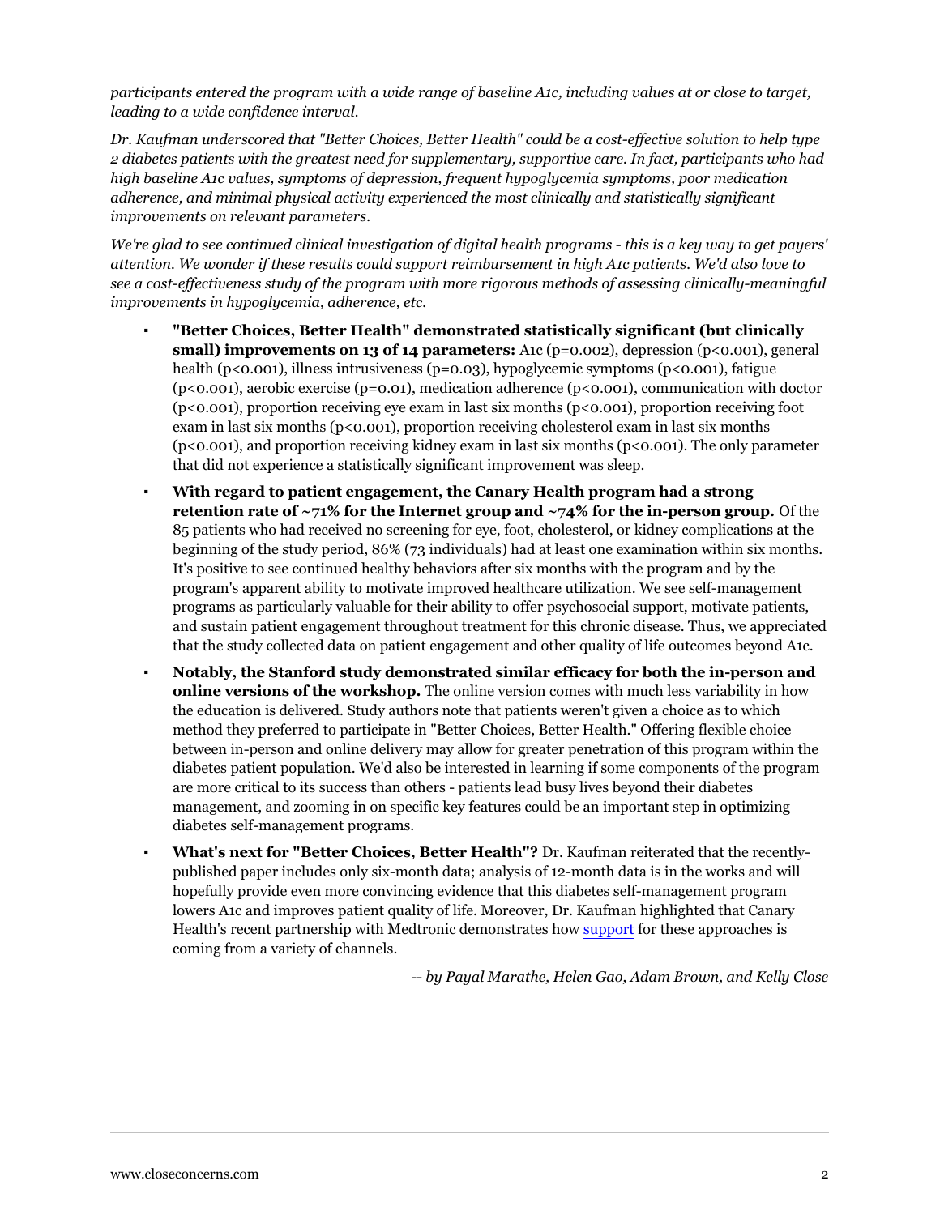*participants entered the program with a wide range of baseline A1c, including values at or close to target, leading to a wide confidence interval.*

*Dr. Kaufman underscored that "Better Choices, Better Health" could be a cost-effective solution to help type 2 diabetes patients with the greatest need for supplementary, supportive care. In fact, participants who had high baseline A1c values, symptoms of depression, frequent hypoglycemia symptoms, poor medication adherence, and minimal physical activity experienced the most clinically and statistically significant improvements on relevant parameters.*

*We're glad to see continued clinical investigation of digital health programs - this is a key way to get payers' attention. We wonder if these results could support reimbursement in high A1c patients. We'd also love to see a cost-effectiveness study of the program with more rigorous methods of assessing clinically-meaningful improvements in hypoglycemia, adherence, etc.*

- **"Better Choices, Better Health" demonstrated statistically significant (but clinically small) improvements on 13 of 14 parameters:** A1c ($p=0.002$), depression ($p<0.001$), general health ($p<0.001$), illness intrusiveness ($p=0.03$), hypoglycemic symptoms ($p<0.001$), fatigue ($p<0.001$), aerobic exercise ($p=0.01$), medication adherence ($p<0.001$), communication with doctor ($p<0.001$), proportion receiving eye exam in last six months ($p<0.001$), proportion receiving foot exam in last six months ($p<0.001$), proportion receiving cholesterol exam in last six months ($p<0.001$), and proportion receiving kidney exam in last six months ($p<0.001$). The only parameter that did not experience a statistically significant improvement was sleep.
- **With regard to patient engagement, the Canary Health program had a strong retention rate of ~71% for the Internet group and ~74% for the in-person group.** Of the 85 patients who had received no screening for eye, foot, cholesterol, or kidney complications at the beginning of the study period, 86% (73 individuals) had at least one examination within six months. It's positive to see continued healthy behaviors after six months with the program and by the program's apparent ability to motivate improved healthcare utilization. We see self-management programs as particularly valuable for their ability to offer psychosocial support, motivate patients, and sustain patient engagement throughout treatment for this chronic disease. Thus, we appreciated that the study collected data on patient engagement and other quality of life outcomes beyond A1c.
- **Notably, the Stanford study demonstrated similar efficacy for both the in-person and online versions of the workshop.** The online version comes with much less variability in how the education is delivered. Study authors note that patients weren't given a choice as to which method they preferred to participate in "Better Choices, Better Health." Offering flexible choice between in-person and online delivery may allow for greater penetration of this program within the diabetes patient population. We'd also be interested in learning if some components of the program are more critical to its success than others - patients lead busy lives beyond their diabetes management, and zooming in on specific key features could be an important step in optimizing diabetes self-management programs.
- **What's next for "Better Choices, Better Health"?** Dr. Kaufman reiterated that the recently-published paper includes only six-month data; analysis of 12-month data is in the works and will hopefully provide even more convincing evidence that this diabetes self-management program lowers A1c and improves patient quality of life. Moreover, Dr. Kaufman highlighted that Canary Health's recent partnership with Medtronic demonstrates how support for these approaches is coming from a variety of channels.

*-- by Payal Marathe, Helen Gao, Adam Brown, and Kelly Close*

www.closeconcerns.com